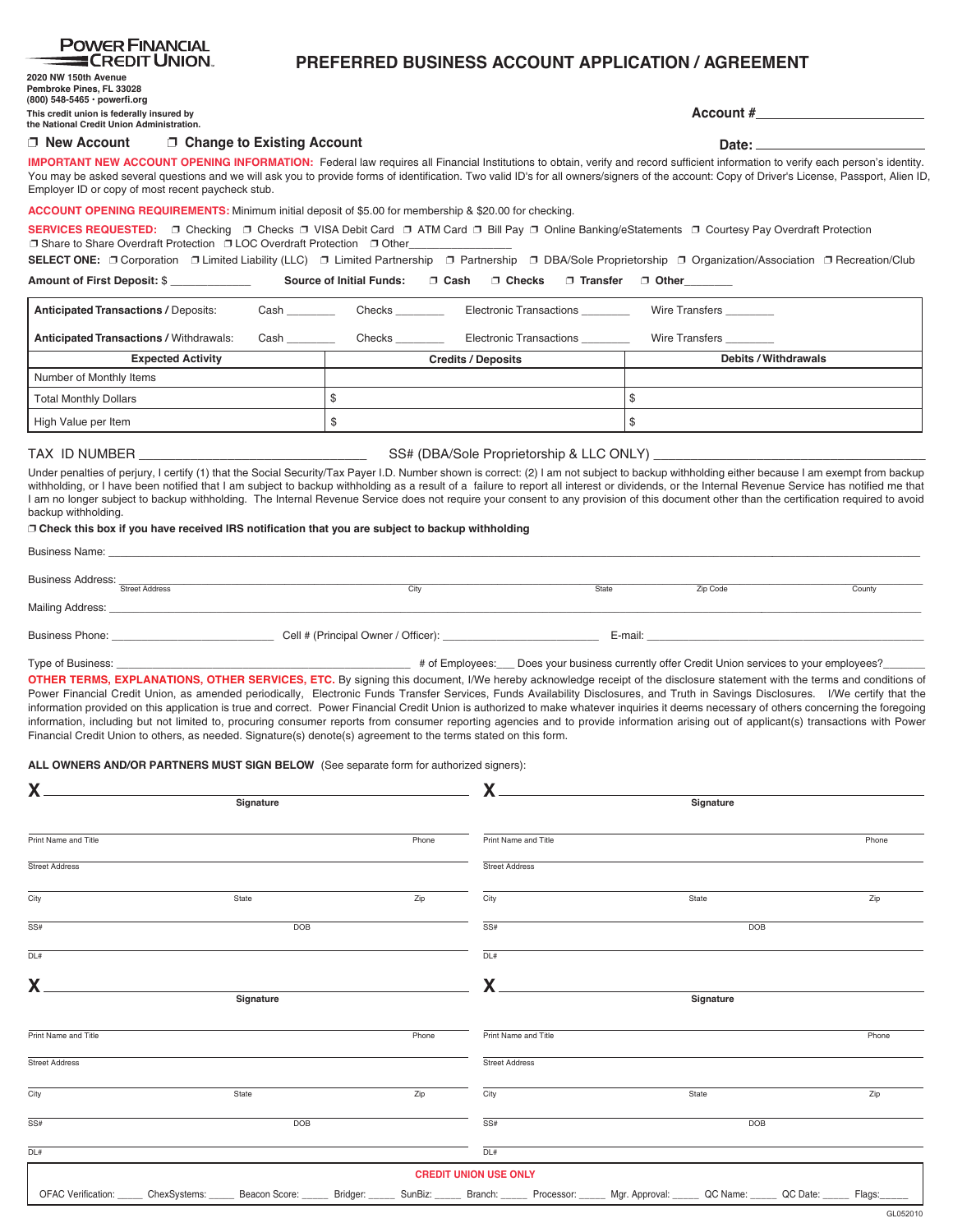**POWER FINANCIAL CREDIT UNION**

2020 NW 150th Avenue
Pembroke Pines, FL 33028
(800) 548-5465 • powerfi.org

This credit union is federally insured by the National Credit Union Administration.

# PREFERRED BUSINESS ACCOUNT APPLICATION / AGREEMENT

Account # ____________________

❒ New Account ❒ Change to Existing Account

Date: ____________________

**IMPORTANT NEW ACCOUNT OPENING INFORMATION:** Federal law requires all Financial Institutions to obtain, verify and record sufficient information to verify each person's identity. You may be asked several questions and we will ask you to provide forms of identification. Two valid ID's for all owners/signers of the account: Copy of Driver's License, Passport, Alien ID, Employer ID or copy of most recent paycheck stub.

**ACCOUNT OPENING REQUIREMENTS:** Minimum initial deposit of $5.00 for membership & $20.00 for checking.

**SERVICES REQUESTED:** ❒ Checking ❒ Checks ❒ VISA Debit Card ❒ ATM Card ❒ Bill Pay ❒ Online Banking/eStatements ❒ Courtesy Pay Overdraft Protection ❒ Share to Share Overdraft Protection ❒ LOC Overdraft Protection ❒ Other________________

**SELECT ONE:** ❒ Corporation ❒ Limited Liability (LLC) ❒ Limited Partnership ❒ Partnership ❒ DBA/Sole Proprietorship ❒ Organization/Association ❒ Recreation/Club

**Amount of First Deposit:** $ ____________ **Source of Initial Funds:** ❒ Cash ❒ Checks ❒ Transfer ❒ Other_______

| | | | | |
|---|---|---|---|---|
| **Anticipated Transactions /** Deposits: | Cash ________ | Checks ________ | Electronic Transactions ________ | Wire Transfers ________ |
| **Anticipated Transactions /** Withdrawals: | Cash ________ | Checks ________ | Electronic Transactions ________ | Wire Transfers ________ |

| Expected Activity | Credits / Deposits | Debits / Withdrawals |
|---|---|---|
| Number of Monthly Items | | |
| Total Monthly Dollars | $ | $ |
| High Value per Item | $ | $ |

TAX ID NUMBER ______________________________ SS# (DBA/Sole Proprietorship & LLC ONLY) ______________________________

Under penalties of perjury, I certify (1) that the Social Security/Tax Payer I.D. Number shown is correct: (2) I am not subject to backup withholding either because I am exempt from backup withholding, or I have been notified that I am subject to backup withholding as a result of a failure to report all interest or dividends, or the Internal Revenue Service has notified me that I am no longer subject to backup withholding. The Internal Revenue Service does not require your consent to any provision of this document other than the certification required to avoid backup withholding.

❒ **Check this box if you have received IRS notification that you are subject to backup withholding**

Business Name: ______________________________________________________________

Business Address: ______________________________________________________________
Street Address City State Zip Code County

Mailing Address: ______________________________________________________________

Business Phone: ____________________ Cell # (Principal Owner / Officer): ____________________ E-mail: ____________________

Type of Business: ______________________________ # of Employees:___ Does your business currently offer Credit Union services to your employees?_______

**OTHER TERMS, EXPLANATIONS, OTHER SERVICES, ETC.** By signing this document, I/We hereby acknowledge receipt of the disclosure statement with the terms and conditions of Power Financial Credit Union, as amended periodically, Electronic Funds Transfer Services, Funds Availability Disclosures, and Truth in Savings Disclosures. I/We certify that the information provided on this application is true and correct. Power Financial Credit Union is authorized to make whatever inquiries it deems necessary of others concerning the foregoing information, including but not limited to, procuring consumer reports from consumer reporting agencies and to provide information arising out of applicant(s) transactions with Power Financial Credit Union to others, as needed. Signature(s) denote(s) agreement to the terms stated on this form.

**ALL OWNERS AND/OR PARTNERS MUST SIGN BELOW** (See separate form for authorized signers):

**X** ______________________________
Signature

Print Name and Title ____________________ Phone ____________

Street Address ______________________________

City ____________ State ____________ Zip ____________

SS# ____________ DOB ____________

DL# ______________________________

**X** ______________________________
Signature

Print Name and Title ____________________ Phone ____________

Street Address ______________________________

City ____________ State ____________ Zip ____________

SS# ____________ DOB ____________

DL# ______________________________

**X** ______________________________
Signature

Print Name and Title ____________________ Phone ____________

Street Address ______________________________

City ____________ State ____________ Zip ____________

SS# ____________ DOB ____________

DL# ______________________________

**X** ______________________________
Signature

Print Name and Title ____________________ Phone ____________

Street Address ______________________________

City ____________ State ____________ Zip ____________

SS# ____________ DOB ____________

DL# ______________________________

**CREDIT UNION USE ONLY**

OFAC Verification: _____ ChexSystems: _____ Beacon Score: _____ Bridger: _____ SunBiz: _____ Branch: _____ Processor: _____ Mgr. Approval: _____ QC Name: _____ QC Date: _____ Flags:_____

GL052010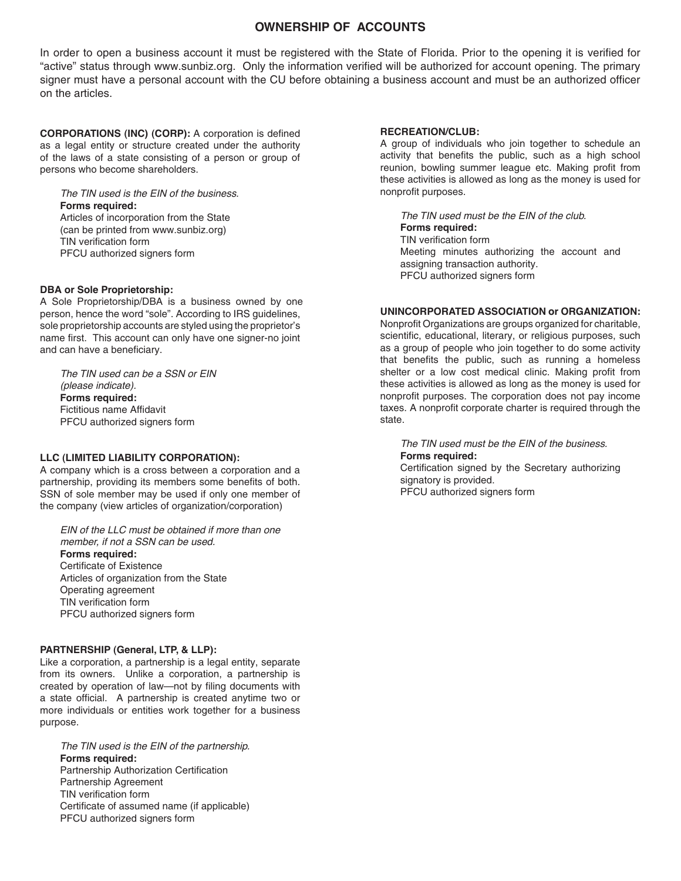# OWNERSHIP OF ACCOUNTS

In order to open a business account it must be registered with the State of Florida. Prior to the opening it is verified for "active" status through www.sunbiz.org. Only the information verified will be authorized for account opening. The primary signer must have a personal account with the CU before obtaining a business account and must be an authorized officer on the articles.

**CORPORATIONS (INC) (CORP):** A corporation is defined as a legal entity or structure created under the authority of the laws of a state consisting of a person or group of persons who become shareholders.

*The TIN used is the EIN of the business.*
**Forms required:**
Articles of incorporation from the State (can be printed from www.sunbiz.org)
TIN verification form
PFCU authorized signers form

**DBA or Sole Proprietorship:**
A Sole Proprietorship/DBA is a business owned by one person, hence the word "sole". According to IRS guidelines, sole proprietorship accounts are styled using the proprietor's name first. This account can only have one signer-no joint and can have a beneficiary.

*The TIN used can be a SSN or EIN (please indicate).*
**Forms required:**
Fictitious name Affidavit
PFCU authorized signers form

**LLC (LIMITED LIABILITY CORPORATION):**
A company which is a cross between a corporation and a partnership, providing its members some benefits of both. SSN of sole member may be used if only one member of the company (view articles of organization/corporation)

*EIN of the LLC must be obtained if more than one member, if not a SSN can be used.*
**Forms required:**
Certificate of Existence
Articles of organization from the State
Operating agreement
TIN verification form
PFCU authorized signers form

**PARTNERSHIP (General, LTP, & LLP):**
Like a corporation, a partnership is a legal entity, separate from its owners. Unlike a corporation, a partnership is created by operation of law—not by filing documents with a state official. A partnership is created anytime two or more individuals or entities work together for a business purpose.

*The TIN used is the EIN of the partnership.*
**Forms required:**
Partnership Authorization Certification
Partnership Agreement
TIN verification form
Certificate of assumed name (if applicable)
PFCU authorized signers form

**RECREATION/CLUB:**
A group of individuals who join together to schedule an activity that benefits the public, such as a high school reunion, bowling summer league etc. Making profit from these activities is allowed as long as the money is used for nonprofit purposes.

*The TIN used must be the EIN of the club.*
**Forms required:**
TIN verification form
Meeting minutes authorizing the account and assigning transaction authority.
PFCU authorized signers form

**UNINCORPORATED ASSOCIATION or ORGANIZATION:**
Nonprofit Organizations are groups organized for charitable, scientific, educational, literary, or religious purposes, such as a group of people who join together to do some activity that benefits the public, such as running a homeless shelter or a low cost medical clinic. Making profit from these activities is allowed as long as the money is used for nonprofit purposes. The corporation does not pay income taxes. A nonprofit corporate charter is required through the state.

*The TIN used must be the EIN of the business.*
**Forms required:**
Certification signed by the Secretary authorizing signatory is provided.
PFCU authorized signers form